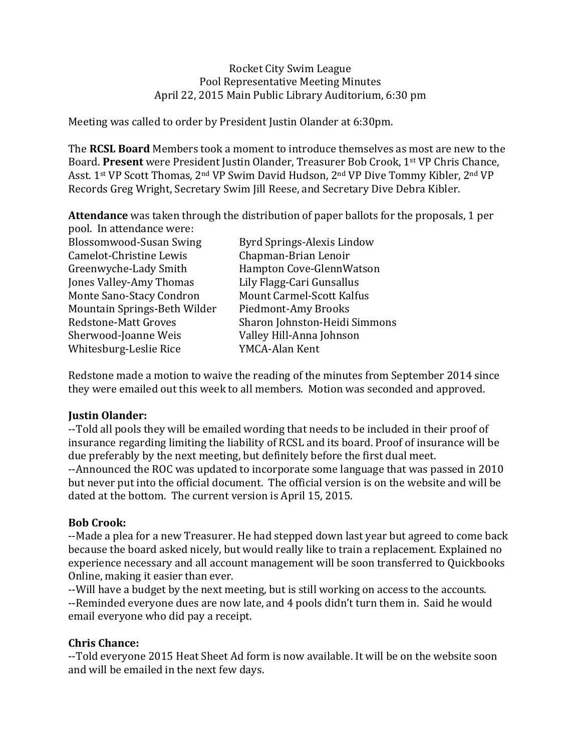Rocket City Swim League
Pool Representative Meeting Minutes
April 22, 2015 Main Public Library Auditorium, 6:30 pm

Meeting was called to order by President Justin Olander at 6:30pm.

The **RCSL Board** Members took a moment to introduce themselves as most are new to the Board. **Present** were President Justin Olander, Treasurer Bob Crook, 1st VP Chris Chance, Asst. 1st VP Scott Thomas, 2nd VP Swim David Hudson, 2nd VP Dive Tommy Kibler, 2nd VP Records Greg Wright, Secretary Swim Jill Reese, and Secretary Dive Debra Kibler.

**Attendance** was taken through the distribution of paper ballots for the proposals, 1 per pool. In attendance were:

| | |
|---|---|
| Blossomwood-Susan Swing | Byrd Springs-Alexis Lindow |
| Camelot-Christine Lewis | Chapman-Brian Lenoir |
| Greenwyche-Lady Smith | Hampton Cove-GlennWatson |
| Jones Valley-Amy Thomas | Lily Flagg-Cari Gunsallus |
| Monte Sano-Stacy Condron | Mount Carmel-Scott Kalfus |
| Mountain Springs-Beth Wilder | Piedmont-Amy Brooks |
| Redstone-Matt Groves | Sharon Johnston-Heidi Simmons |
| Sherwood-Joanne Weis | Valley Hill-Anna Johnson |
| Whitesburg-Leslie Rice | YMCA-Alan Kent |

Redstone made a motion to waive the reading of the minutes from September 2014 since they were emailed out this week to all members. Motion was seconded and approved.

**Justin Olander:**

--Told all pools they will be emailed wording that needs to be included in their proof of insurance regarding limiting the liability of RCSL and its board. Proof of insurance will be due preferably by the next meeting, but definitely before the first dual meet.

--Announced the ROC was updated to incorporate some language that was passed in 2010 but never put into the official document. The official version is on the website and will be dated at the bottom. The current version is April 15, 2015.

**Bob Crook:**

--Made a plea for a new Treasurer. He had stepped down last year but agreed to come back because the board asked nicely, but would really like to train a replacement. Explained no experience necessary and all account management will be soon transferred to Quickbooks Online, making it easier than ever.

--Will have a budget by the next meeting, but is still working on access to the accounts.

--Reminded everyone dues are now late, and 4 pools didn't turn them in. Said he would email everyone who did pay a receipt.

**Chris Chance:**

--Told everyone 2015 Heat Sheet Ad form is now available. It will be on the website soon and will be emailed in the next few days.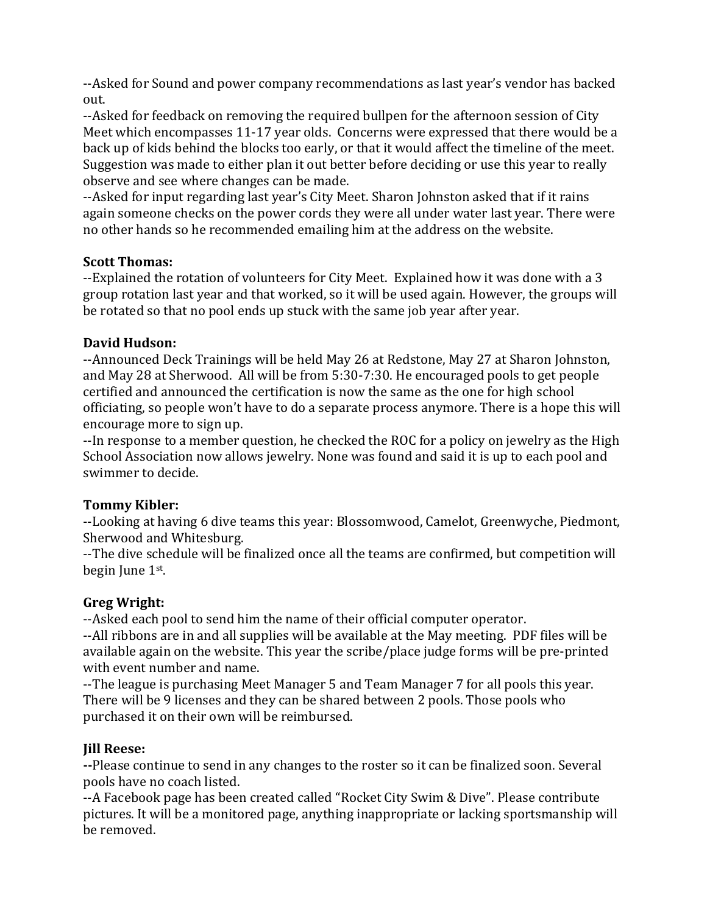--Asked for Sound and power company recommendations as last year's vendor has backed out.
--Asked for feedback on removing the required bullpen for the afternoon session of City Meet which encompasses 11-17 year olds. Concerns were expressed that there would be a back up of kids behind the blocks too early, or that it would affect the timeline of the meet. Suggestion was made to either plan it out better before deciding or use this year to really observe and see where changes can be made.
--Asked for input regarding last year's City Meet. Sharon Johnston asked that if it rains again someone checks on the power cords they were all under water last year. There were no other hands so he recommended emailing him at the address on the website.

**Scott Thomas:**
--Explained the rotation of volunteers for City Meet. Explained how it was done with a 3 group rotation last year and that worked, so it will be used again. However, the groups will be rotated so that no pool ends up stuck with the same job year after year.

**David Hudson:**
--Announced Deck Trainings will be held May 26 at Redstone, May 27 at Sharon Johnston, and May 28 at Sherwood. All will be from 5:30-7:30. He encouraged pools to get people certified and announced the certification is now the same as the one for high school officiating, so people won't have to do a separate process anymore. There is a hope this will encourage more to sign up.
--In response to a member question, he checked the ROC for a policy on jewelry as the High School Association now allows jewelry. None was found and said it is up to each pool and swimmer to decide.

**Tommy Kibler:**
--Looking at having 6 dive teams this year: Blossomwood, Camelot, Greenwyche, Piedmont, Sherwood and Whitesburg.
--The dive schedule will be finalized once all the teams are confirmed, but competition will begin June 1st.

**Greg Wright:**
--Asked each pool to send him the name of their official computer operator.
--All ribbons are in and all supplies will be available at the May meeting. PDF files will be available again on the website. This year the scribe/place judge forms will be pre-printed with event number and name.
--The league is purchasing Meet Manager 5 and Team Manager 7 for all pools this year. There will be 9 licenses and they can be shared between 2 pools. Those pools who purchased it on their own will be reimbursed.

**Jill Reese:**
**--**Please continue to send in any changes to the roster so it can be finalized soon. Several pools have no coach listed.
--A Facebook page has been created called "Rocket City Swim & Dive". Please contribute pictures. It will be a monitored page, anything inappropriate or lacking sportsmanship will be removed.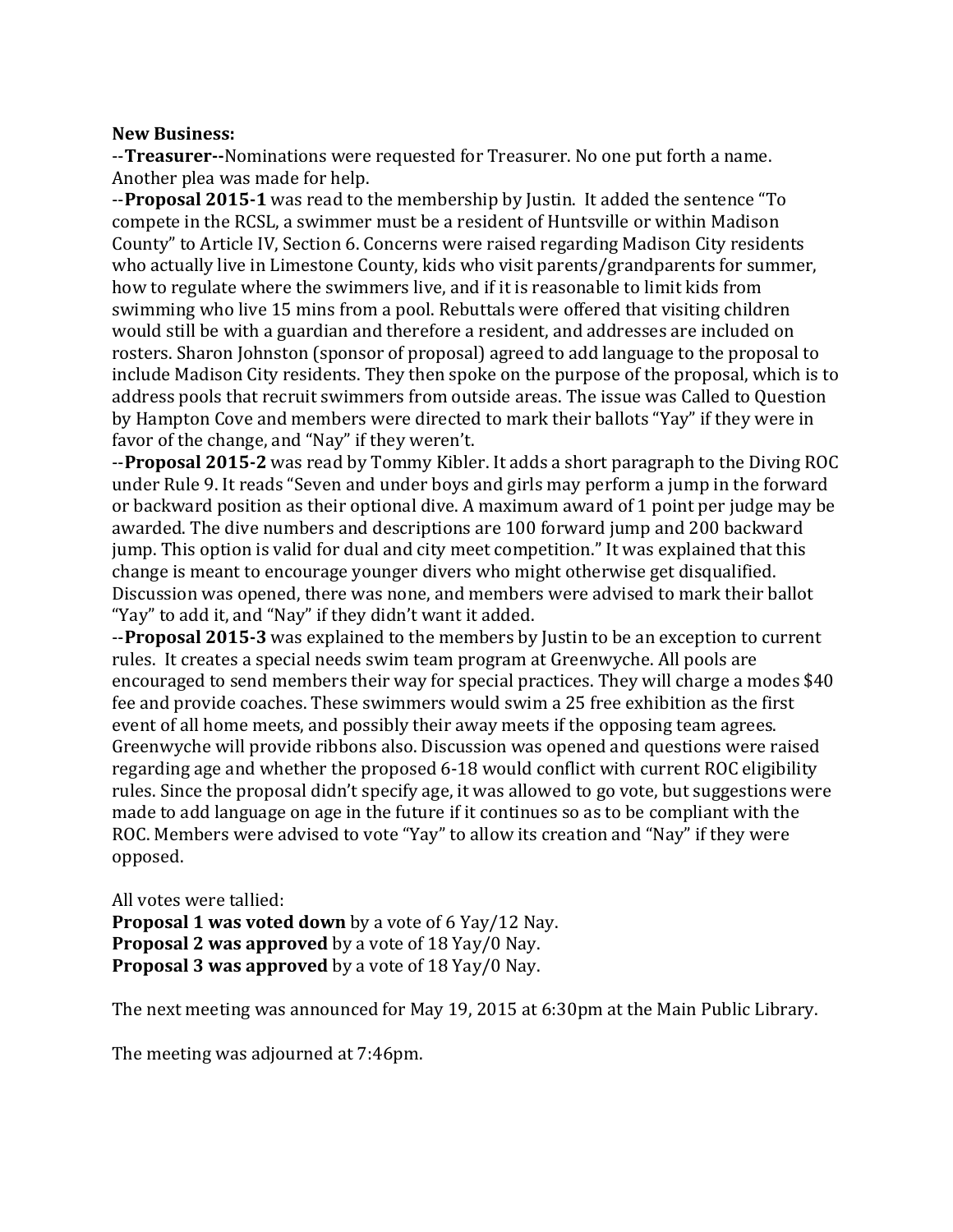**New Business:**

--**Treasurer--**Nominations were requested for Treasurer. No one put forth a name. Another plea was made for help.

--**Proposal 2015-1** was read to the membership by Justin. It added the sentence "To compete in the RCSL, a swimmer must be a resident of Huntsville or within Madison County" to Article IV, Section 6. Concerns were raised regarding Madison City residents who actually live in Limestone County, kids who visit parents/grandparents for summer, how to regulate where the swimmers live, and if it is reasonable to limit kids from swimming who live 15 mins from a pool. Rebuttals were offered that visiting children would still be with a guardian and therefore a resident, and addresses are included on rosters. Sharon Johnston (sponsor of proposal) agreed to add language to the proposal to include Madison City residents. They then spoke on the purpose of the proposal, which is to address pools that recruit swimmers from outside areas. The issue was Called to Question by Hampton Cove and members were directed to mark their ballots "Yay" if they were in favor of the change, and "Nay" if they weren't.

--**Proposal 2015-2** was read by Tommy Kibler. It adds a short paragraph to the Diving ROC under Rule 9. It reads "Seven and under boys and girls may perform a jump in the forward or backward position as their optional dive. A maximum award of 1 point per judge may be awarded. The dive numbers and descriptions are 100 forward jump and 200 backward jump. This option is valid for dual and city meet competition." It was explained that this change is meant to encourage younger divers who might otherwise get disqualified. Discussion was opened, there was none, and members were advised to mark their ballot "Yay" to add it, and "Nay" if they didn't want it added.

--**Proposal 2015-3** was explained to the members by Justin to be an exception to current rules. It creates a special needs swim team program at Greenwyche. All pools are encouraged to send members their way for special practices. They will charge a modes $40 fee and provide coaches. These swimmers would swim a 25 free exhibition as the first event of all home meets, and possibly their away meets if the opposing team agrees. Greenwyche will provide ribbons also. Discussion was opened and questions were raised regarding age and whether the proposed 6-18 would conflict with current ROC eligibility rules. Since the proposal didn't specify age, it was allowed to go vote, but suggestions were made to add language on age in the future if it continues so as to be compliant with the ROC. Members were advised to vote "Yay" to allow its creation and "Nay" if they were opposed.

All votes were tallied:
**Proposal 1 was voted down** by a vote of 6 Yay/12 Nay.
**Proposal 2 was approved** by a vote of 18 Yay/0 Nay.
**Proposal 3 was approved** by a vote of 18 Yay/0 Nay.

The next meeting was announced for May 19, 2015 at 6:30pm at the Main Public Library.

The meeting was adjourned at 7:46pm.